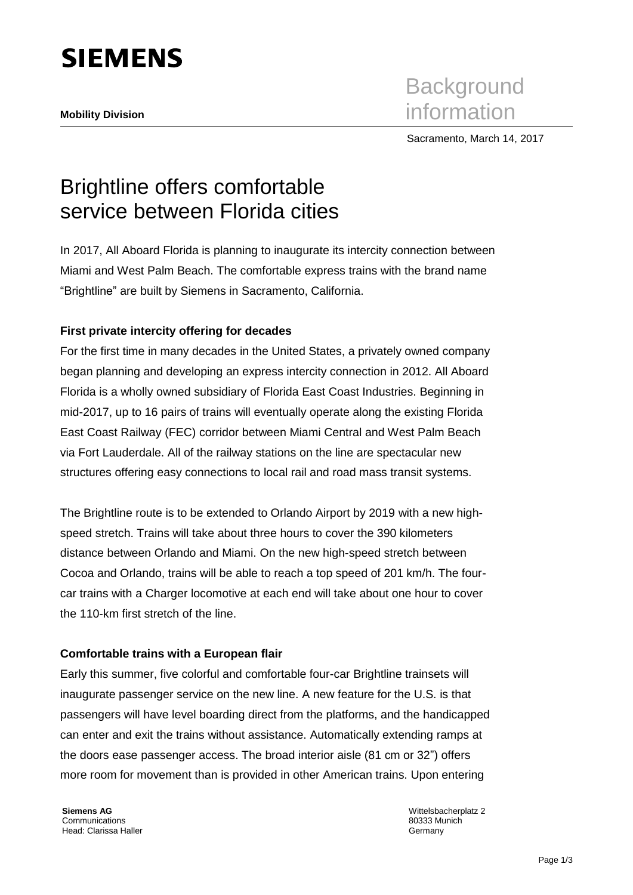SIEMENS

**Mobility Division**

Background information

Sacramento, March 14, 2017

# Brightline offers comfortable service between Florida cities

In 2017, All Aboard Florida is planning to inaugurate its intercity connection between Miami and West Palm Beach. The comfortable express trains with the brand name "Brightline" are built by Siemens in Sacramento, California.

**First private intercity offering for decades**

For the first time in many decades in the United States, a privately owned company began planning and developing an express intercity connection in 2012. All Aboard Florida is a wholly owned subsidiary of Florida East Coast Industries. Beginning in mid-2017, up to 16 pairs of trains will eventually operate along the existing Florida East Coast Railway (FEC) corridor between Miami Central and West Palm Beach via Fort Lauderdale. All of the railway stations on the line are spectacular new structures offering easy connections to local rail and road mass transit systems.

The Brightline route is to be extended to Orlando Airport by 2019 with a new high-speed stretch. Trains will take about three hours to cover the 390 kilometers distance between Orlando and Miami. On the new high-speed stretch between Cocoa and Orlando, trains will be able to reach a top speed of 201 km/h. The four-car trains with a Charger locomotive at each end will take about one hour to cover the 110-km first stretch of the line.

**Comfortable trains with a European flair**

Early this summer, five colorful and comfortable four-car Brightline trainsets will inaugurate passenger service on the new line. A new feature for the U.S. is that passengers will have level boarding direct from the platforms, and the handicapped can enter and exit the trains without assistance. Automatically extending ramps at the doors ease passenger access. The broad interior aisle (81 cm or 32") offers more room for movement than is provided in other American trains. Upon entering

**Siemens AG**
Communications
Head: Clarissa Haller

Wittelsbacherplatz 2
80333 Munich
Germany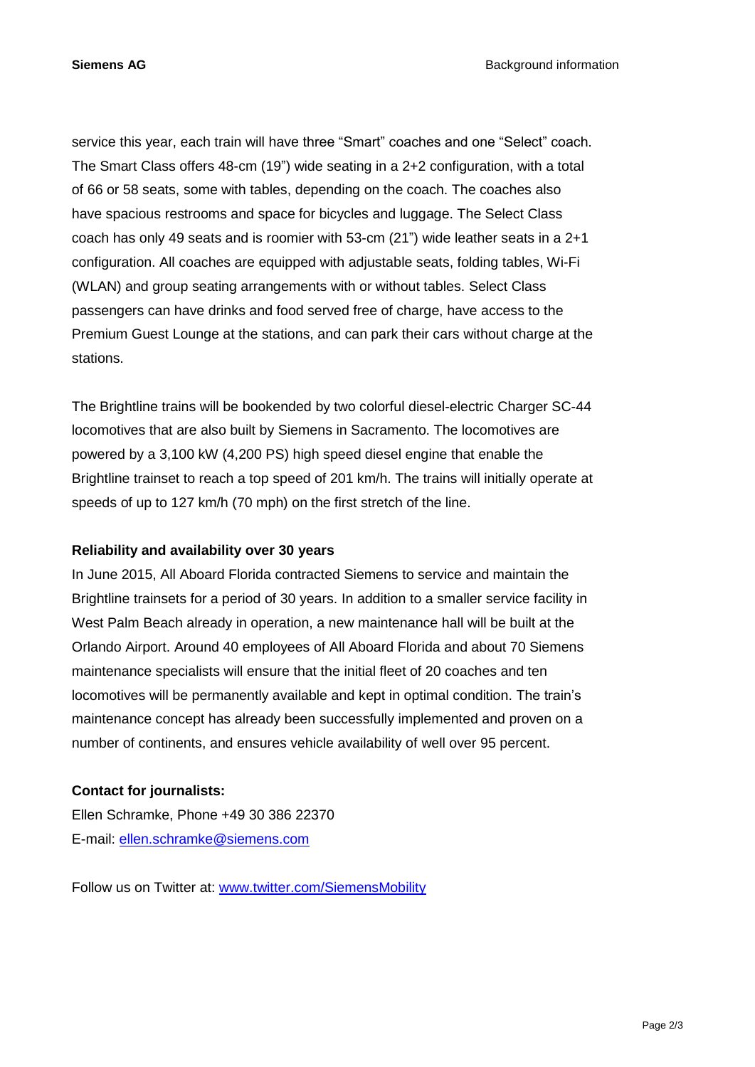service this year, each train will have three “Smart” coaches and one “Select” coach. The Smart Class offers 48-cm (19”) wide seating in a 2+2 configuration, with a total of 66 or 58 seats, some with tables, depending on the coach. The coaches also have spacious restrooms and space for bicycles and luggage. The Select Class coach has only 49 seats and is roomier with 53-cm (21”) wide leather seats in a 2+1 configuration. All coaches are equipped with adjustable seats, folding tables, Wi-Fi (WLAN) and group seating arrangements with or without tables. Select Class passengers can have drinks and food served free of charge, have access to the Premium Guest Lounge at the stations, and can park their cars without charge at the stations.

The Brightline trains will be bookended by two colorful diesel-electric Charger SC-44 locomotives that are also built by Siemens in Sacramento. The locomotives are powered by a 3,100 kW (4,200 PS) high speed diesel engine that enable the Brightline trainset to reach a top speed of 201 km/h. The trains will initially operate at speeds of up to 127 km/h (70 mph) on the first stretch of the line.

**Reliability and availability over 30 years**

In June 2015, All Aboard Florida contracted Siemens to service and maintain the Brightline trainsets for a period of 30 years. In addition to a smaller service facility in West Palm Beach already in operation, a new maintenance hall will be built at the Orlando Airport. Around 40 employees of All Aboard Florida and about 70 Siemens maintenance specialists will ensure that the initial fleet of 20 coaches and ten locomotives will be permanently available and kept in optimal condition. The train’s maintenance concept has already been successfully implemented and proven on a number of continents, and ensures vehicle availability of well over 95 percent.

**Contact for journalists:**

Ellen Schramke, Phone +49 30 386 22370

E-mail: [ellen.schramke@siemens.com](mailto:ellen.schramke@siemens.com)

Follow us on Twitter at: [www.twitter.com/SiemensMobility](http://www.twitter.com/SiemensMobility)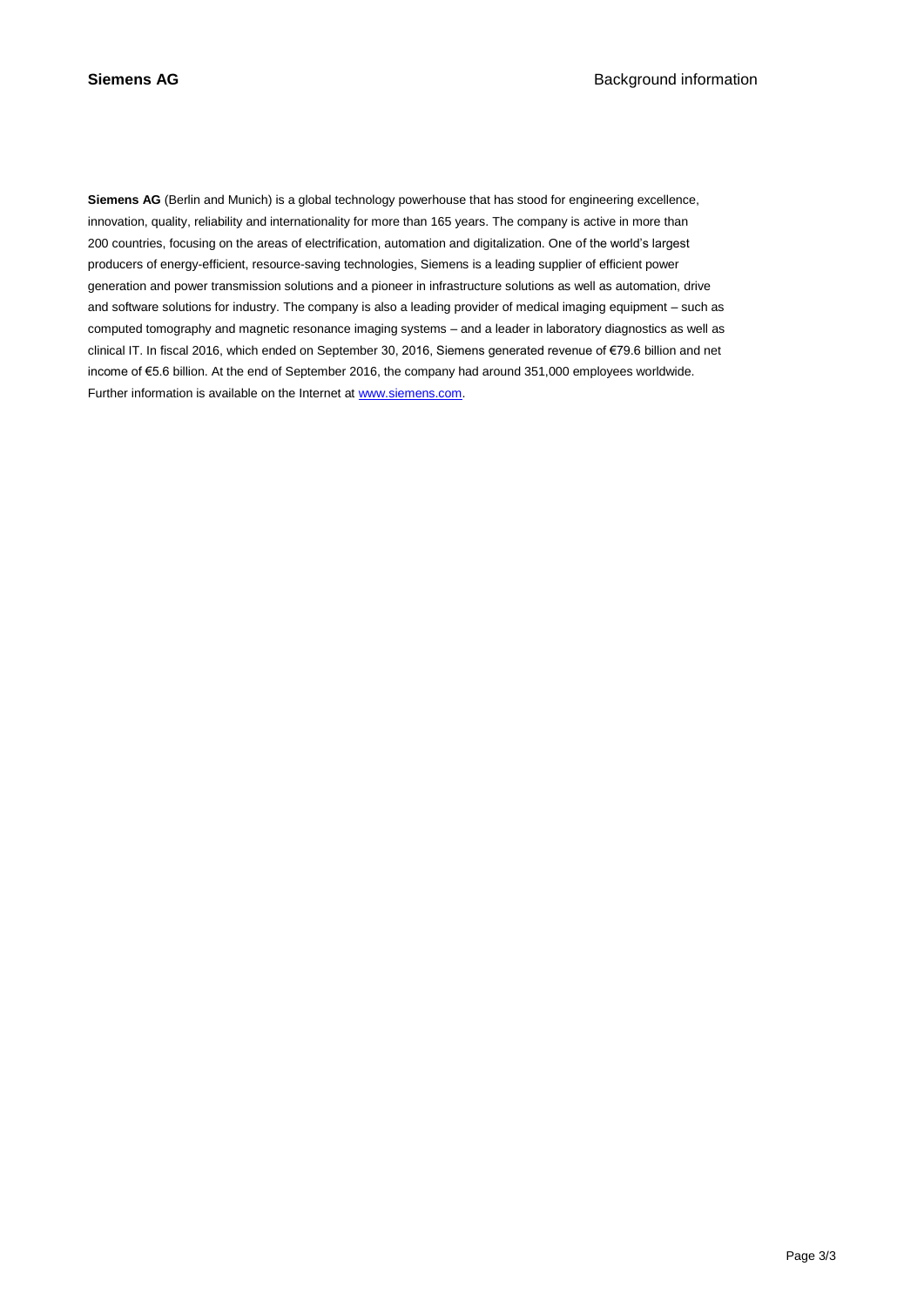**Siemens AG** (Berlin and Munich) is a global technology powerhouse that has stood for engineering excellence, innovation, quality, reliability and internationality for more than 165 years. The company is active in more than 200 countries, focusing on the areas of electrification, automation and digitalization. One of the world's largest producers of energy-efficient, resource-saving technologies, Siemens is a leading supplier of efficient power generation and power transmission solutions and a pioneer in infrastructure solutions as well as automation, drive and software solutions for industry. The company is also a leading provider of medical imaging equipment – such as computed tomography and magnetic resonance imaging systems – and a leader in laboratory diagnostics as well as clinical IT. In fiscal 2016, which ended on September 30, 2016, Siemens generated revenue of €79.6 billion and net income of €5.6 billion. At the end of September 2016, the company had around 351,000 employees worldwide. Further information is available on the Internet at [www.siemens.com](http://www.siemens.com).